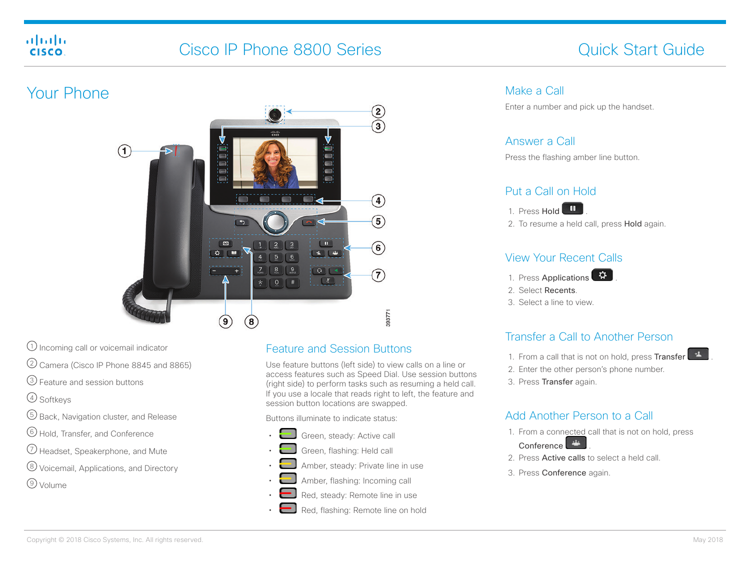# Cisco IP Phone 8800 Series — Quick Start Guide

## Your Phone

1. Incoming call or voicemail indicator
2. Camera (Cisco IP Phone 8845 and 8865)
3. Feature and session buttons
4. Softkeys
5. Back, Navigation cluster, and Release
6. Hold, Transfer, and Conference
7. Headset, Speakerphone, and Mute
8. Voicemail, Applications, and Directory
9. Volume

## Feature and Session Buttons

Use feature buttons (left side) to view calls on a line or access features such as Speed Dial. Use session buttons (right side) to perform tasks such as resuming a held call. If you use a locale that reads right to left, the feature and session button locations are swapped.

Buttons illuminate to indicate status:

- Green, steady: Active call
- Green, flashing: Held call
- Amber, steady: Private line in use
- Amber, flashing: Incoming call
- Red, steady: Remote line in use
- Red, flashing: Remote line on hold

## Make a Call

Enter a number and pick up the handset.

## Answer a Call

Press the flashing amber line button.

## Put a Call on Hold

1. Press **Hold**.
2. To resume a held call, press **Hold** again.

## View Your Recent Calls

1. Press **Applications**.
2. Select **Recents**.
3. Select a line to view.

## Transfer a Call to Another Person

1. From a call that is not on hold, press **Transfer**.
2. Enter the other person's phone number.
3. Press **Transfer** again.

## Add Another Person to a Call

1. From a connected call that is not on hold, press **Conference**.
2. Press **Active calls** to select a held call.
3. Press **Conference** again.

Copyright © 2018 Cisco Systems, Inc. All rights reserved.

May 2018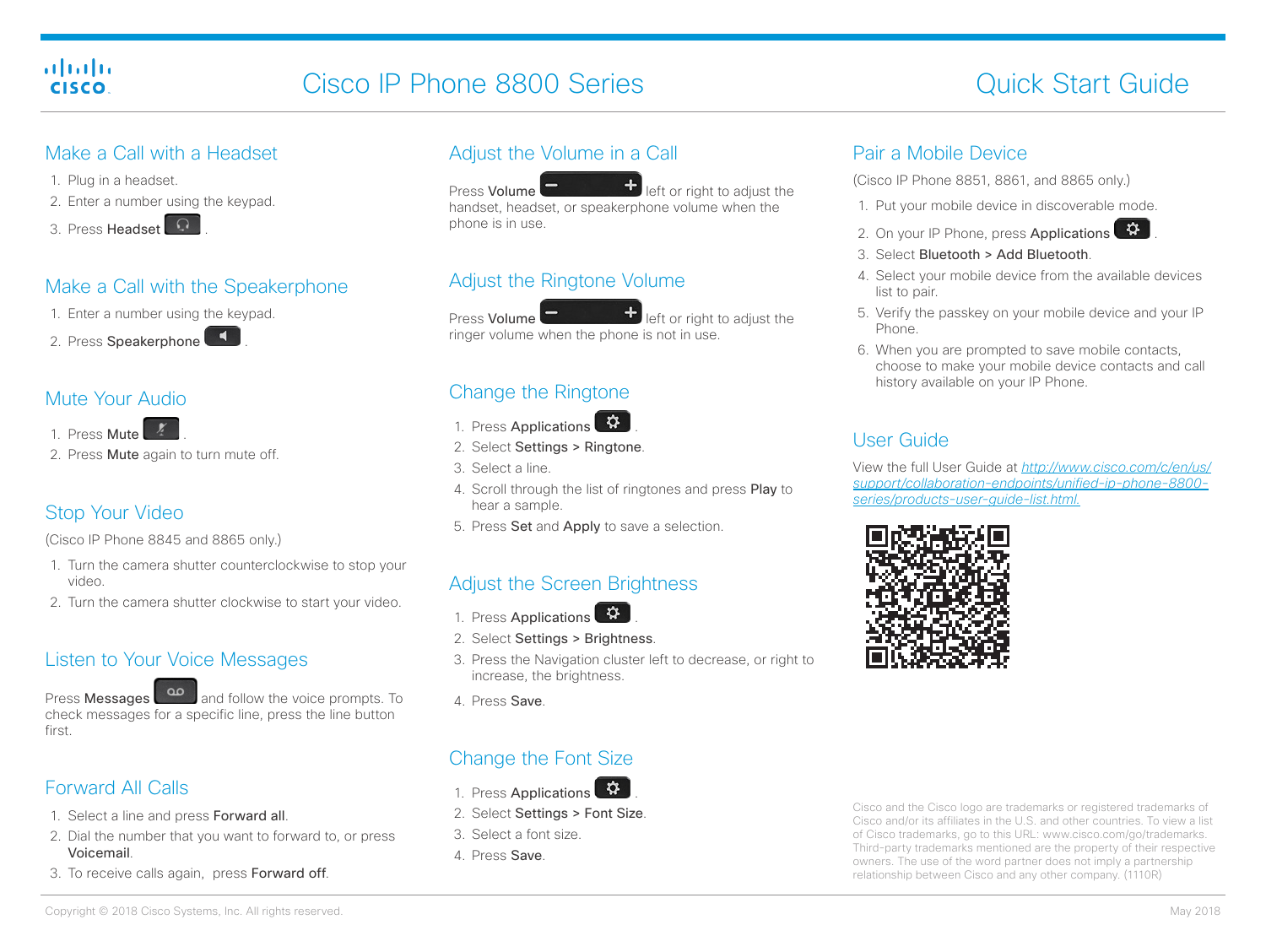# Cisco IP Phone 8800 Series — Quick Start Guide

## Make a Call with a Headset

1. Plug in a headset.
2. Enter a number using the keypad.
3. Press **Headset** .

## Make a Call with the Speakerphone

1. Enter a number using the keypad.
2. Press **Speakerphone** .

## Mute Your Audio

1. Press **Mute** .
2. Press **Mute** again to turn mute off.

## Stop Your Video

(Cisco IP Phone 8845 and 8865 only.)

1. Turn the camera shutter counterclockwise to stop your video.
2. Turn the camera shutter clockwise to start your video.

## Listen to Your Voice Messages

Press **Messages** and follow the voice prompts. To check messages for a specific line, press the line button first.

## Forward All Calls

1. Select a line and press **Forward all**.
2. Dial the number that you want to forward to, or press **Voicemail**.
3. To receive calls again, press **Forward off**.

## Adjust the Volume in a Call

Press **Volume** left or right to adjust the handset, headset, or speakerphone volume when the phone is in use.

## Adjust the Ringtone Volume

Press **Volume** left or right to adjust the ringer volume when the phone is not in use.

## Change the Ringtone

1. Press **Applications** .
2. Select **Settings** > **Ringtone**.
3. Select a line.
4. Scroll through the list of ringtones and press **Play** to hear a sample.
5. Press **Set** and **Apply** to save a selection.

## Adjust the Screen Brightness

1. Press **Applications** .
2. Select **Settings** > **Brightness**.
3. Press the Navigation cluster left to decrease, or right to increase, the brightness.
4. Press **Save**.

## Change the Font Size

1. Press **Applications** .
2. Select **Settings** > **Font Size**.
3. Select a font size.
4. Press **Save**.

## Pair a Mobile Device

(Cisco IP Phone 8851, 8861, and 8865 only.)

1. Put your mobile device in discoverable mode.
2. On your IP Phone, press **Applications** .
3. Select **Bluetooth** > **Add Bluetooth**.
4. Select your mobile device from the available devices list to pair.
5. Verify the passkey on your mobile device and your IP Phone.
6. When you are prompted to save mobile contacts, choose to make your mobile device contacts and call history available on your IP Phone.

## User Guide

View the full User Guide at http://www.cisco.com/c/en/us/support/collaboration-endpoints/unified-ip-phone-8800-series/products-user-guide-list.html.

Cisco and the Cisco logo are trademarks or registered trademarks of Cisco and/or its affiliates in the U.S. and other countries. To view a list of Cisco trademarks, go to this URL: www.cisco.com/go/trademarks. Third-party trademarks mentioned are the property of their respective owners. The use of the word partner does not imply a partnership relationship between Cisco and any other company. (1110R)

Copyright © 2018 Cisco Systems, Inc. All rights reserved.

May 2018